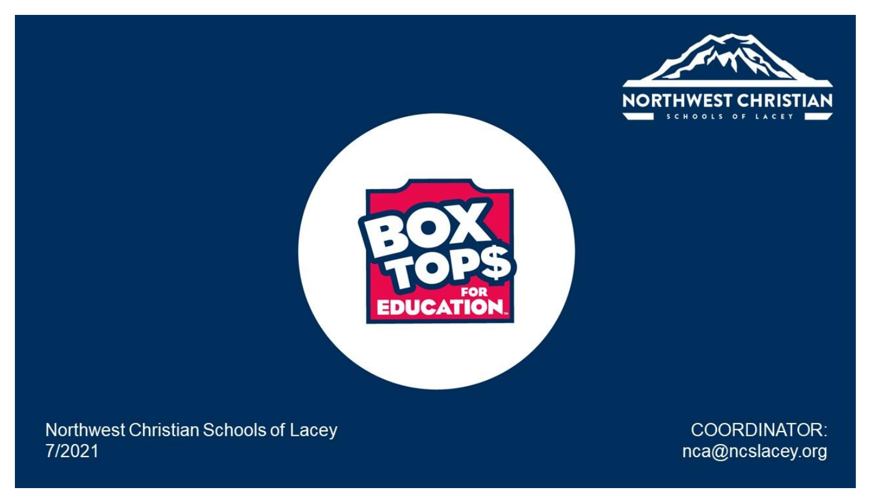# BOX TOPS FOR EDUCATION

NORTHWEST CHRISTIAN SCHOOLS OF LACEY

Northwest Christian Schools of Lacey
7/2021

COORDINATOR:
nca@ncslacey.org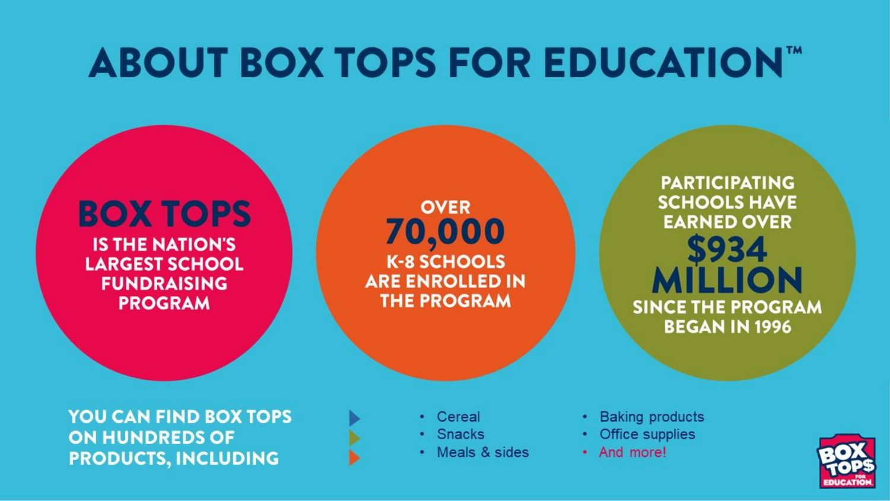# ABOUT BOX TOPS FOR EDUCATION™

**BOX TOPS** IS THE NATION'S LARGEST SCHOOL FUNDRAISING PROGRAM

OVER **70,000** K-8 SCHOOLS ARE ENROLLED IN THE PROGRAM

PARTICIPATING SCHOOLS HAVE EARNED OVER **$934 MILLION** SINCE THE PROGRAM BEGAN IN 1996

**YOU CAN FIND BOX TOPS ON HUNDREDS OF PRODUCTS, INCLUDING**

- Cereal
- Snacks
- Meals & sides
- Baking products
- Office supplies
- And more!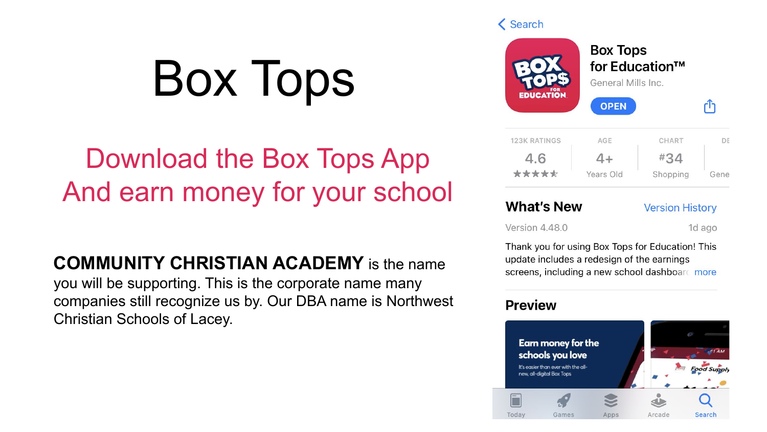# Box Tops

## Download the Box Tops App
## And earn money for your school

**COMMUNITY CHRISTIAN ACADEMY** is the name you will be supporting. This is the corporate name many companies still recognize us by. Our DBA name is Northwest Christian Schools of Lacey.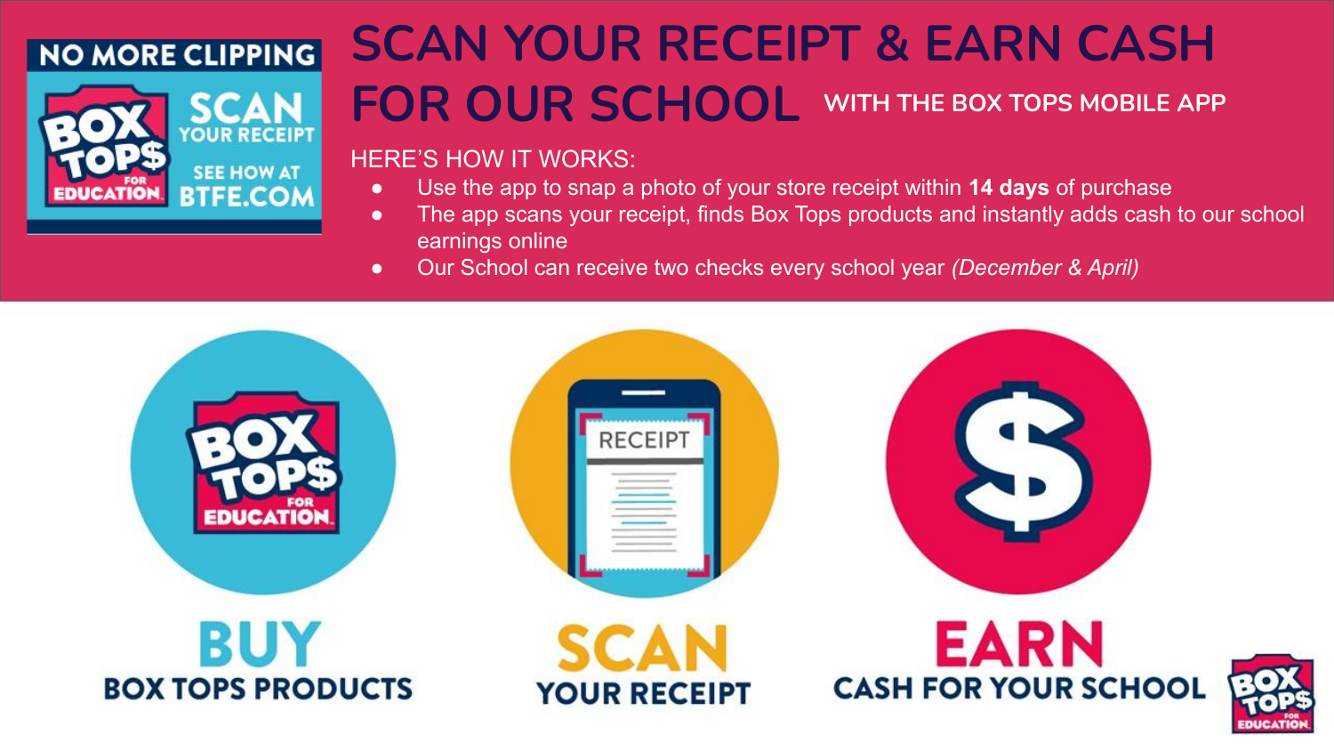NO MORE CLIPPING

BOX TOPS FOR EDUCATION

SCAN YOUR RECEIPT

SEE HOW AT BTFE.COM

# SCAN YOUR RECEIPT & EARN CASH FOR OUR SCHOOL

## WITH THE BOX TOPS MOBILE APP

HERE'S HOW IT WORKS:

- Use the app to snap a photo of your store receipt within **14 days** of purchase
- The app scans your receipt, finds Box Tops products and instantly adds cash to our school earnings online
- Our School can receive two checks every school year *(December & April)*

**BUY**
BOX TOPS PRODUCTS

**SCAN**
YOUR RECEIPT

**EARN**
CASH FOR YOUR SCHOOL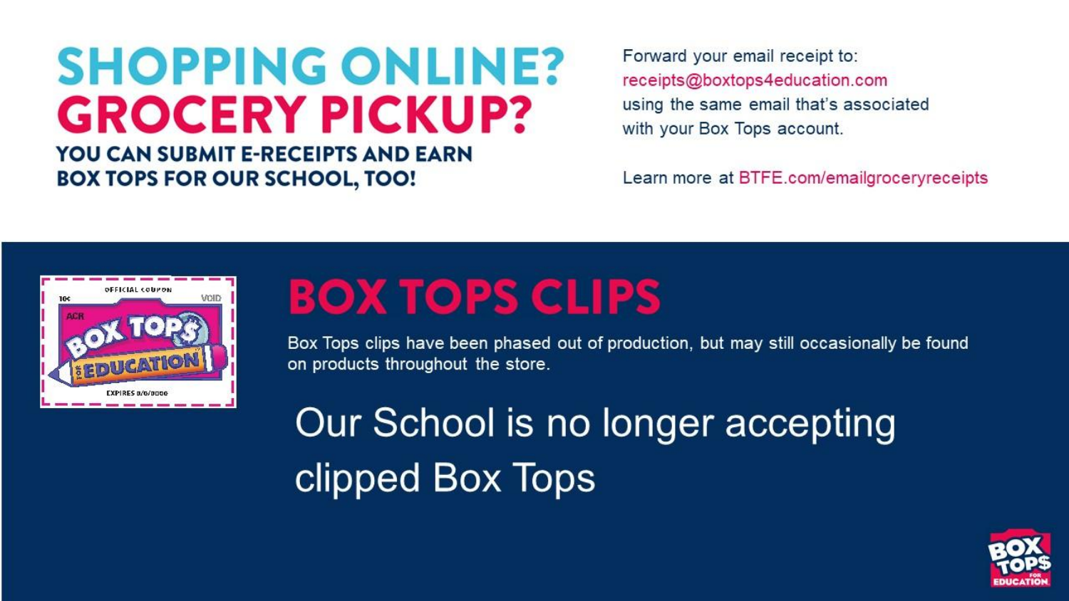# SHOPPING ONLINE?
# GROCERY PICKUP?

**YOU CAN SUBMIT E-RECEIPTS AND EARN BOX TOPS FOR OUR SCHOOL, TOO!**

Forward your email receipt to: receipts@boxtops4education.com using the same email that's associated with your Box Tops account.

Learn more at BTFE.com/emailgroceryreceipts

## BOX TOPS CLIPS

Box Tops clips have been phased out of production, but may still occasionally be found on products throughout the store.

Our School is no longer accepting clipped Box Tops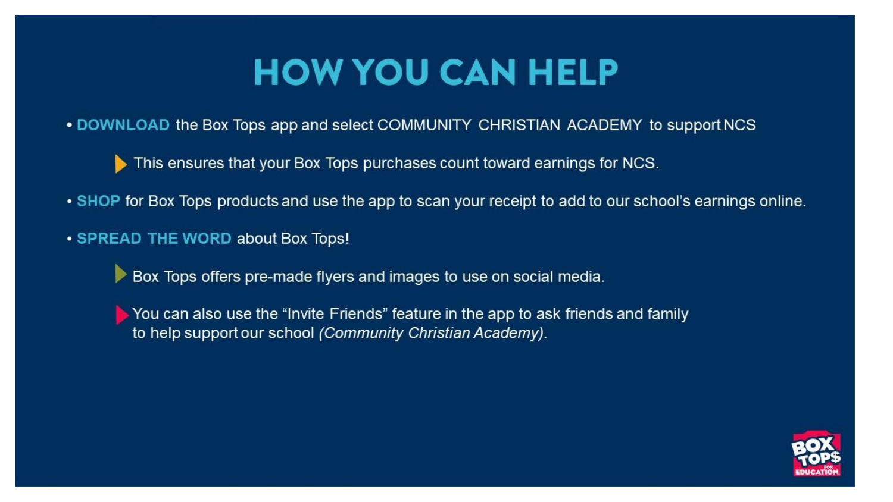# HOW YOU CAN HELP

- **DOWNLOAD** the Box Tops app and select COMMUNITY CHRISTIAN ACADEMY to support NCS
  - This ensures that your Box Tops purchases count toward earnings for NCS.
- **SHOP** for Box Tops products and use the app to scan your receipt to add to our school's earnings online.
- **SPREAD THE WORD** about Box Tops!
  - Box Tops offers pre-made flyers and images to use on social media.
  - You can also use the "Invite Friends" feature in the app to ask friends and family to help support our school *(Community Christian Academy)*.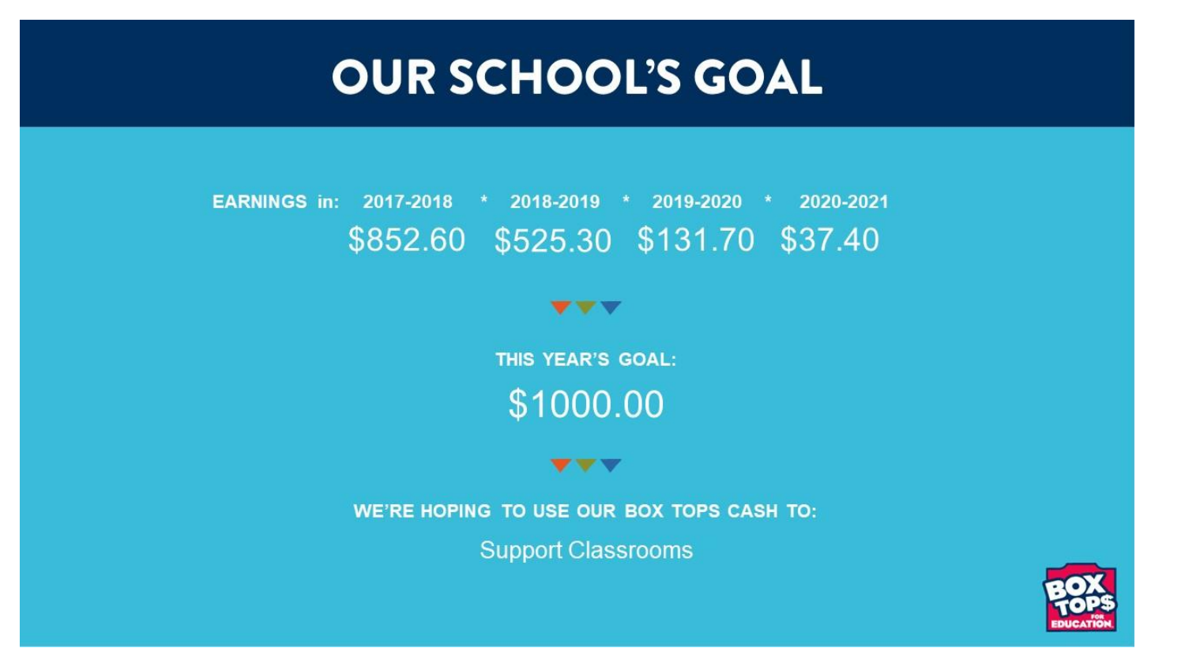# OUR SCHOOL'S GOAL

| EARNINGS in: | 2017-2018 | 2018-2019 | 2019-2020 | 2020-2021 |
|---|---|---|---|---|
| | $852.60 | $525.30 | $131.70 | $37.40 |

**THIS YEAR'S GOAL:**

$1000.00

**WE'RE HOPING TO USE OUR BOX TOPS CASH TO:**

Support Classrooms

BOX TOPS FOR EDUCATION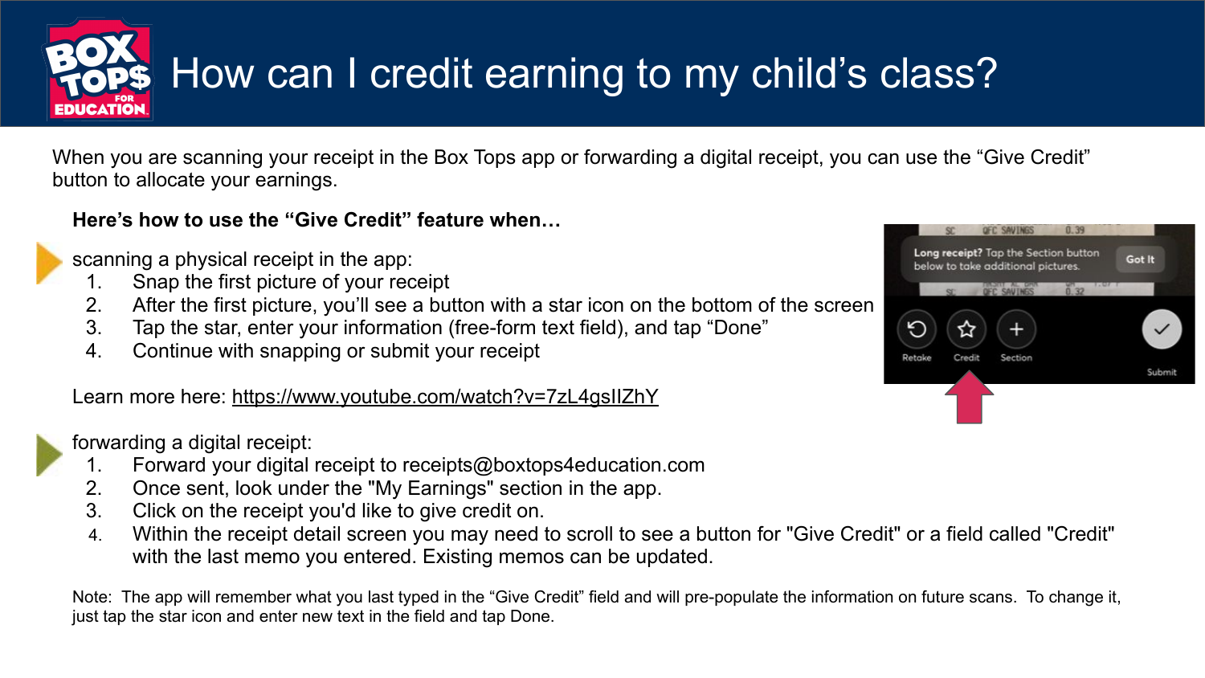# How can I credit earning to my child's class?

When you are scanning your receipt in the Box Tops app or forwarding a digital receipt, you can use the "Give Credit" button to allocate your earnings.

**Here's how to use the "Give Credit" feature when…**

scanning a physical receipt in the app:

1. Snap the first picture of your receipt
2. After the first picture, you'll see a button with a star icon on the bottom of the screen
3. Tap the star, enter your information (free-form text field), and tap "Done"
4. Continue with snapping or submit your receipt

Learn more here: https://www.youtube.com/watch?v=7zL4gsIIZhY

forwarding a digital receipt:

1. Forward your digital receipt to receipts@boxtops4education.com
2. Once sent, look under the "My Earnings" section in the app.
3. Click on the receipt you'd like to give credit on.
4. Within the receipt detail screen you may need to scroll to see a button for "Give Credit" or a field called "Credit" with the last memo you entered. Existing memos can be updated.

Note: The app will remember what you last typed in the "Give Credit" field and will pre-populate the information on future scans. To change it, just tap the star icon and enter new text in the field and tap Done.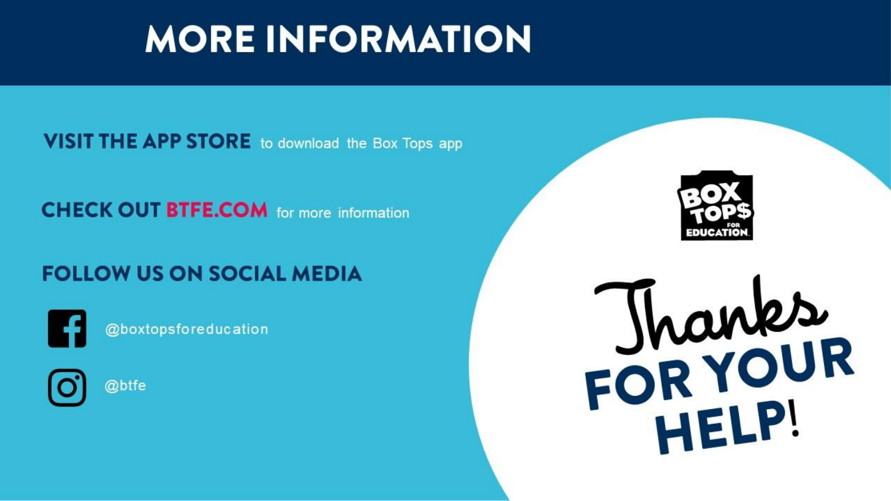# MORE INFORMATION

**VISIT THE APP STORE** to download the Box Tops app

**CHECK OUT BTFE.COM** for more information

**FOLLOW US ON SOCIAL MEDIA**

@boxtopsforeducation

@btfe

BOX TOPS FOR EDUCATION

Thanks FOR YOUR HELP!